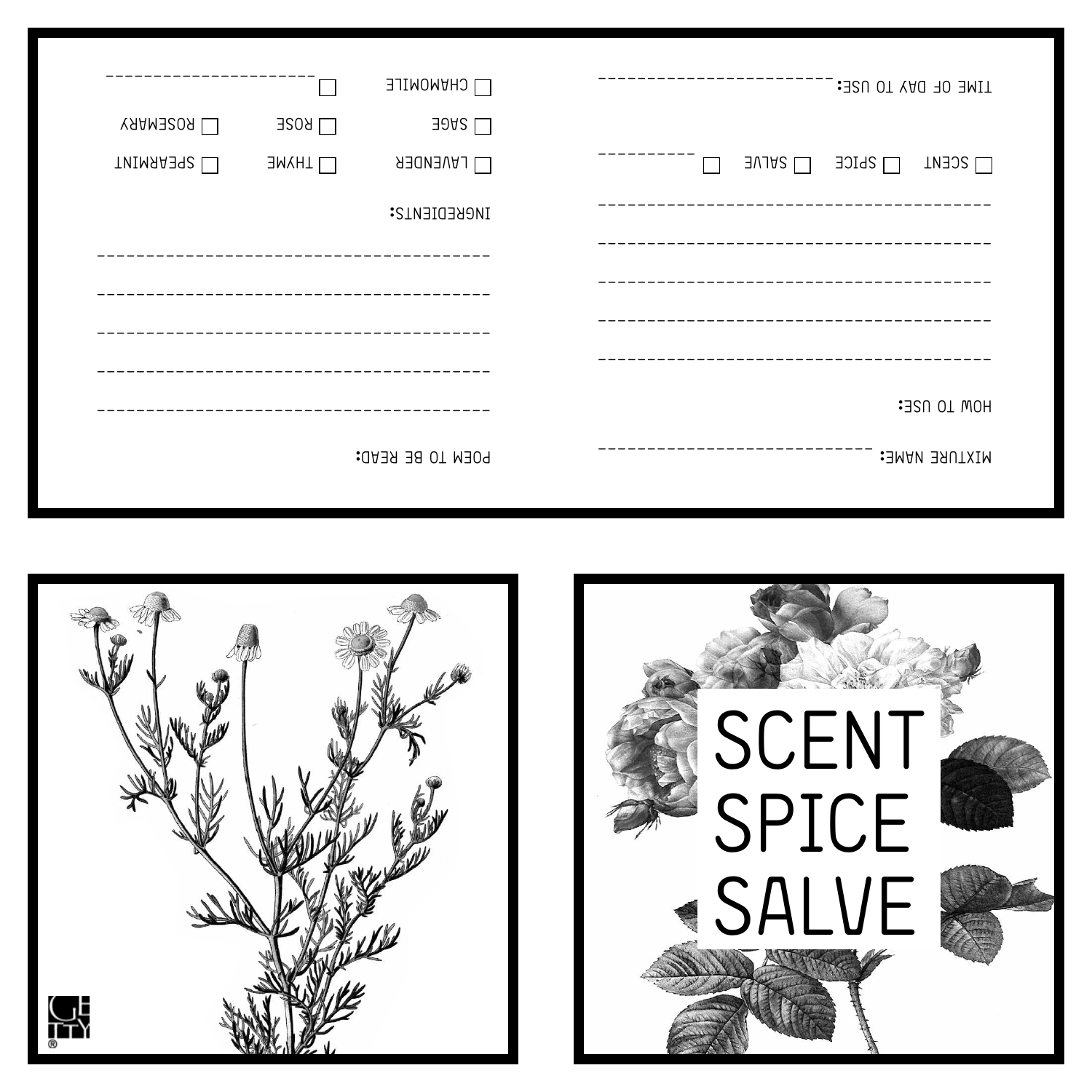MIXTURE NAME: ____________________________

HOW TO USE:

_______________________________________________

_______________________________________________

_______________________________________________

_______________________________________________

_______________________________________________

☐ SCENT ☐ SPICE ☐ SALVE ☐ __________

TIME OF DAY TO USE: ______________________

POEM TO BE READ:

_______________________________________________

_______________________________________________

_______________________________________________

_______________________________________________

_______________________________________________

INGREDIENTS:

☐ LAVENDER ☐ THYME ☐ SPEARMINT

☐ SAGE ☐ ROSE ☐ ROSEMARY

☐ CHAMOMILE ☐ ______________________

# SCENT SPICE SALVE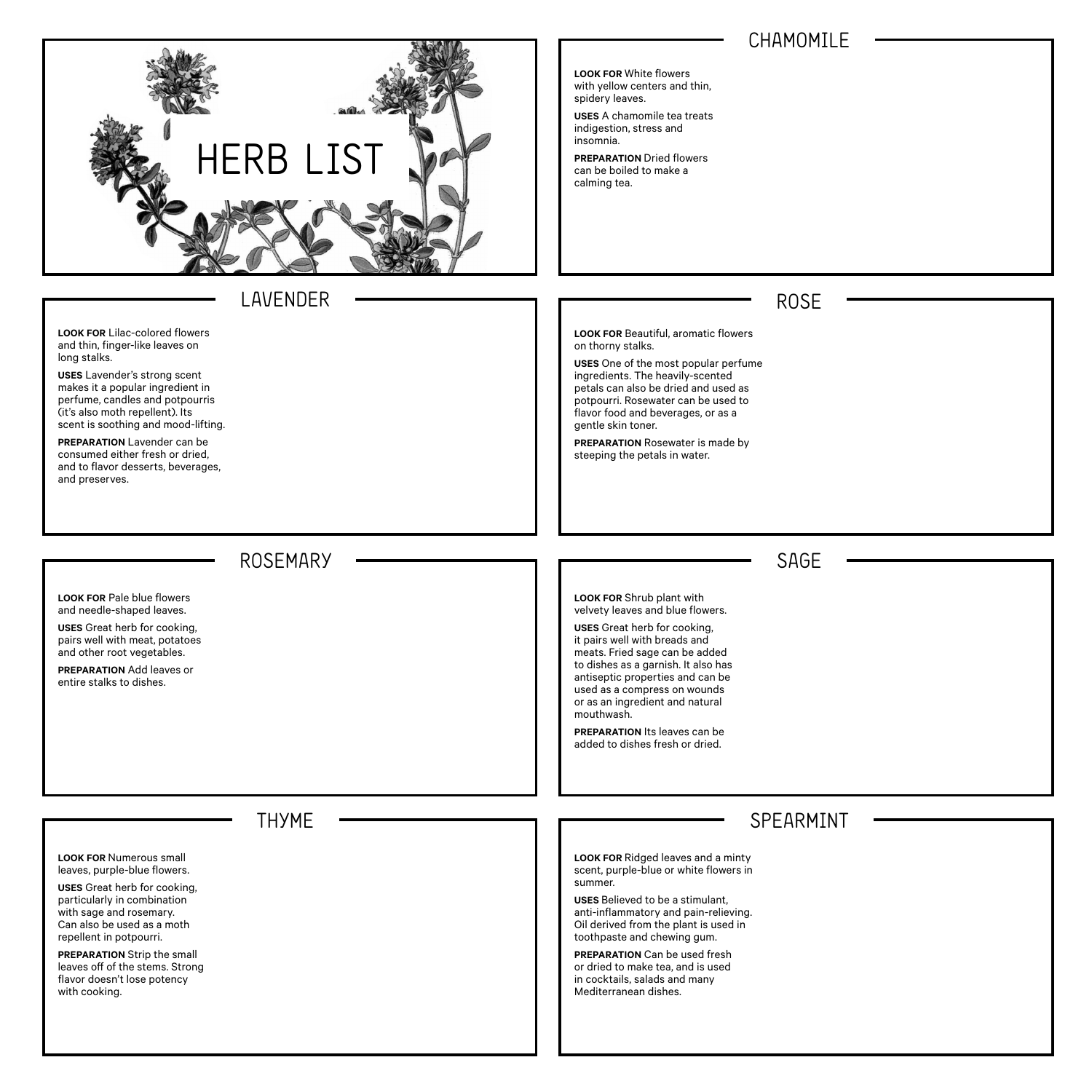# HERB LIST

## CHAMOMILE

**LOOK FOR** White flowers with yellow centers and thin, spidery leaves.

**USES** A chamomile tea treats indigestion, stress and insomnia.

**PREPARATION** Dried flowers can be boiled to make a calming tea.

## LAVENDER

**LOOK FOR** Lilac-colored flowers and thin, finger-like leaves on long stalks.

**USES** Lavender's strong scent makes it a popular ingredient in perfume, candles and potpourris (it's also moth repellent). Its scent is soothing and mood-lifting.

**PREPARATION** Lavender can be consumed either fresh or dried, and to flavor desserts, beverages, and preserves.

## ROSE

**LOOK FOR** Beautiful, aromatic flowers on thorny stalks.

**USES** One of the most popular perfume ingredients. The heavily-scented petals can also be dried and used as potpourri. Rosewater can be used to flavor food and beverages, or as a gentle skin toner.

**PREPARATION** Rosewater is made by steeping the petals in water.

## ROSEMARY

**LOOK FOR** Pale blue flowers and needle-shaped leaves.

**USES** Great herb for cooking, pairs well with meat, potatoes and other root vegetables.

**PREPARATION** Add leaves or entire stalks to dishes.

## SAGE

**LOOK FOR** Shrub plant with velvety leaves and blue flowers.

**USES** Great herb for cooking, it pairs well with breads and meats. Fried sage can be added to dishes as a garnish. It also has antiseptic properties and can be used as a compress on wounds or as an ingredient and natural mouthwash.

**PREPARATION** Its leaves can be added to dishes fresh or dried.

## THYME

**LOOK FOR** Numerous small leaves, purple-blue flowers.

**USES** Great herb for cooking, particularly in combination with sage and rosemary. Can also be used as a moth repellent in potpourri.

**PREPARATION** Strip the small leaves off of the stems. Strong flavor doesn't lose potency with cooking.

## SPEARMINT

**LOOK FOR** Ridged leaves and a minty scent, purple-blue or white flowers in summer.

**USES** Believed to be a stimulant, anti-inflammatory and pain-relieving. Oil derived from the plant is used in toothpaste and chewing gum.

**PREPARATION** Can be used fresh or dried to make tea, and is used in cocktails, salads and many Mediterranean dishes.